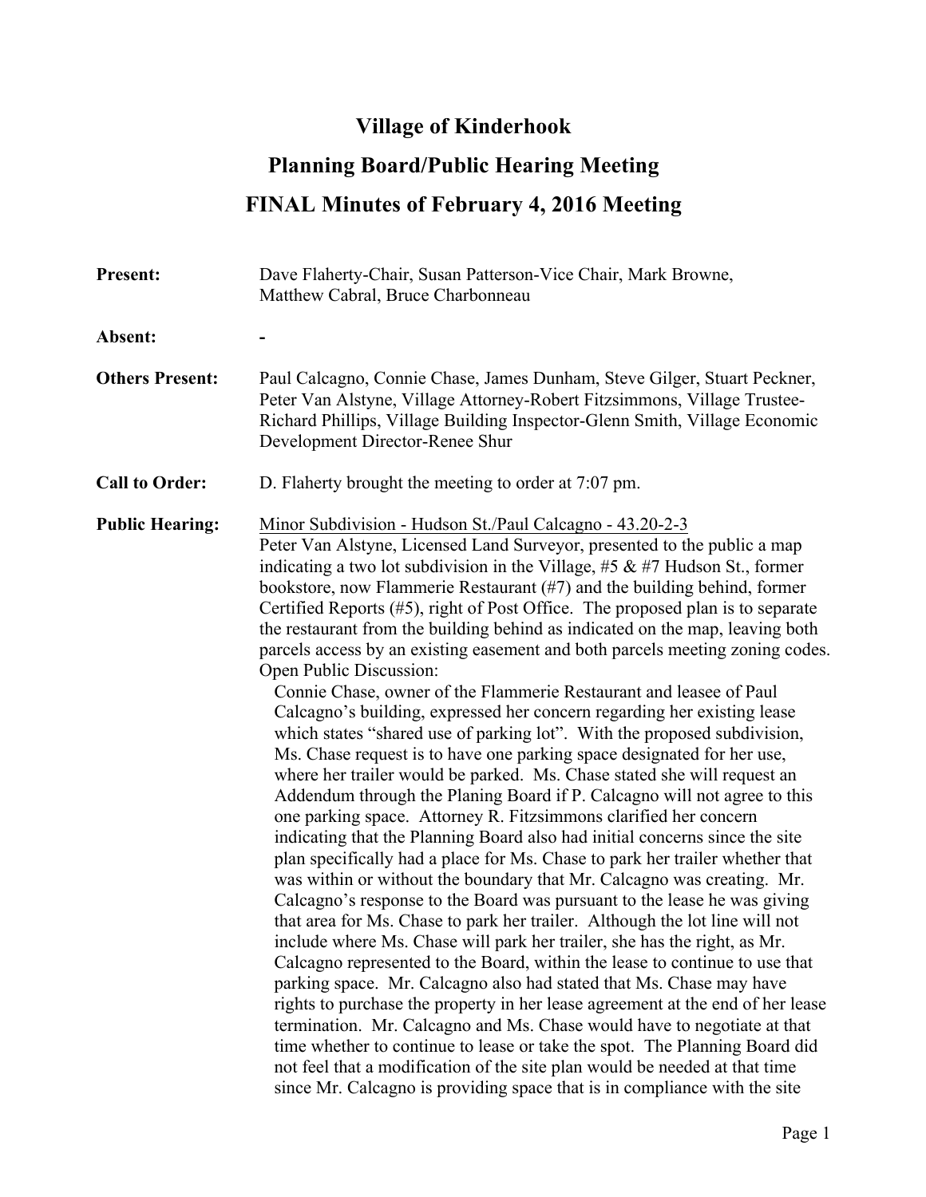# Village of Kinderhook

## Planning Board/Public Hearing Meeting

## FINAL Minutes of February 4, 2016 Meeting

**Present:** Dave Flaherty-Chair, Susan Patterson-Vice Chair, Mark Browne, Matthew Cabral, Bruce Charbonneau

**Absent:** -

**Others Present:** Paul Calcagno, Connie Chase, James Dunham, Steve Gilger, Stuart Peckner, Peter Van Alstyne, Village Attorney-Robert Fitzsimmons, Village Trustee-Richard Phillips, Village Building Inspector-Glenn Smith, Village Economic Development Director-Renee Shur

**Call to Order:** D. Flaherty brought the meeting to order at 7:07 pm.

**Public Hearing:** Minor Subdivision - Hudson St./Paul Calcagno - 43.20-2-3

Peter Van Alstyne, Licensed Land Surveyor, presented to the public a map indicating a two lot subdivision in the Village, #5 & #7 Hudson St., former bookstore, now Flammerie Restaurant (#7) and the building behind, former Certified Reports (#5), right of Post Office. The proposed plan is to separate the restaurant from the building behind as indicated on the map, leaving both parcels access by an existing easement and both parcels meeting zoning codes.

Open Public Discussion:

Connie Chase, owner of the Flammerie Restaurant and leasee of Paul Calcagno's building, expressed her concern regarding her existing lease which states "shared use of parking lot". With the proposed subdivision, Ms. Chase request is to have one parking space designated for her use, where her trailer would be parked. Ms. Chase stated she will request an Addendum through the Planing Board if P. Calcagno will not agree to this one parking space. Attorney R. Fitzsimmons clarified her concern indicating that the Planning Board also had initial concerns since the site plan specifically had a place for Ms. Chase to park her trailer whether that was within or without the boundary that Mr. Calcagno was creating. Mr. Calcagno's response to the Board was pursuant to the lease he was giving that area for Ms. Chase to park her trailer. Although the lot line will not include where Ms. Chase will park her trailer, she has the right, as Mr. Calcagno represented to the Board, within the lease to continue to use that parking space. Mr. Calcagno also had stated that Ms. Chase may have rights to purchase the property in her lease agreement at the end of her lease termination. Mr. Calcagno and Ms. Chase would have to negotiate at that time whether to continue to lease or take the spot. The Planning Board did not feel that a modification of the site plan would be needed at that time since Mr. Calcagno is providing space that is in compliance with the site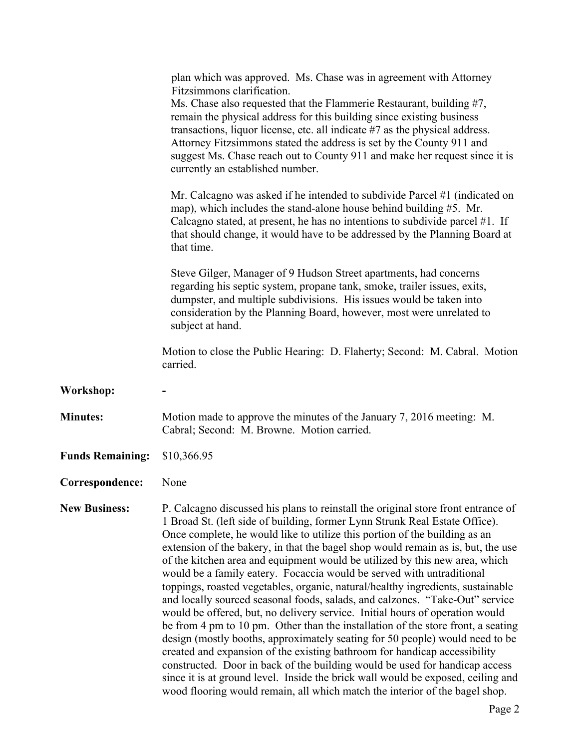plan which was approved. Ms. Chase was in agreement with Attorney Fitzsimmons clarification.

Ms. Chase also requested that the Flammerie Restaurant, building #7, remain the physical address for this building since existing business transactions, liquor license, etc. all indicate #7 as the physical address. Attorney Fitzsimmons stated the address is set by the County 911 and suggest Ms. Chase reach out to County 911 and make her request since it is currently an established number.

Mr. Calcagno was asked if he intended to subdivide Parcel #1 (indicated on map), which includes the stand-alone house behind building #5. Mr. Calcagno stated, at present, he has no intentions to subdivide parcel #1. If that should change, it would have to be addressed by the Planning Board at that time.

Steve Gilger, Manager of 9 Hudson Street apartments, had concerns regarding his septic system, propane tank, smoke, trailer issues, exits, dumpster, and multiple subdivisions. His issues would be taken into consideration by the Planning Board, however, most were unrelated to subject at hand.

Motion to close the Public Hearing: D. Flaherty; Second: M. Cabral. Motion carried.

**Workshop:** -

**Minutes:** Motion made to approve the minutes of the January 7, 2016 meeting: M. Cabral; Second: M. Browne. Motion carried.

**Funds Remaining:** $10,366.95

**Correspondence:** None

**New Business:** P. Calcagno discussed his plans to reinstall the original store front entrance of 1 Broad St. (left side of building, former Lynn Strunk Real Estate Office). Once complete, he would like to utilize this portion of the building as an extension of the bakery, in that the bagel shop would remain as is, but, the use of the kitchen area and equipment would be utilized by this new area, which would be a family eatery. Focaccia would be served with untraditional toppings, roasted vegetables, organic, natural/healthy ingredients, sustainable and locally sourced seasonal foods, salads, and calzones. "Take-Out" service would be offered, but, no delivery service. Initial hours of operation would be from 4 pm to 10 pm. Other than the installation of the store front, a seating design (mostly booths, approximately seating for 50 people) would need to be created and expansion of the existing bathroom for handicap accessibility constructed. Door in back of the building would be used for handicap access since it is at ground level. Inside the brick wall would be exposed, ceiling and wood flooring would remain, all which match the interior of the bagel shop.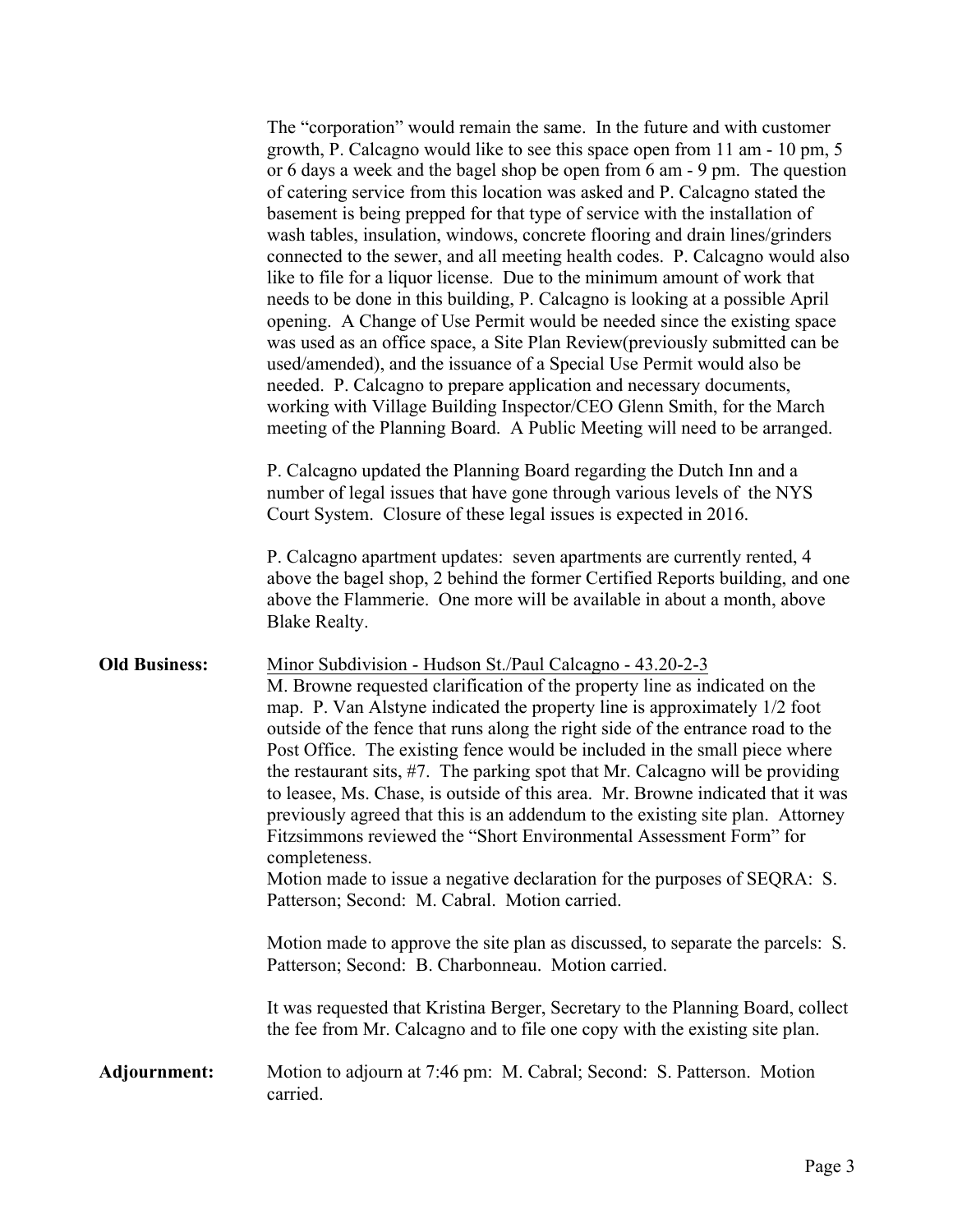The "corporation" would remain the same. In the future and with customer growth, P. Calcagno would like to see this space open from 11 am - 10 pm, 5 or 6 days a week and the bagel shop be open from 6 am - 9 pm. The question of catering service from this location was asked and P. Calcagno stated the basement is being prepped for that type of service with the installation of wash tables, insulation, windows, concrete flooring and drain lines/grinders connected to the sewer, and all meeting health codes. P. Calcagno would also like to file for a liquor license. Due to the minimum amount of work that needs to be done in this building, P. Calcagno is looking at a possible April opening. A Change of Use Permit would be needed since the existing space was used as an office space, a Site Plan Review(previously submitted can be used/amended), and the issuance of a Special Use Permit would also be needed. P. Calcagno to prepare application and necessary documents, working with Village Building Inspector/CEO Glenn Smith, for the March meeting of the Planning Board. A Public Meeting will need to be arranged.

P. Calcagno updated the Planning Board regarding the Dutch Inn and a number of legal issues that have gone through various levels of the NYS Court System. Closure of these legal issues is expected in 2016.

P. Calcagno apartment updates: seven apartments are currently rented, 4 above the bagel shop, 2 behind the former Certified Reports building, and one above the Flammerie. One more will be available in about a month, above Blake Realty.

**Old Business:** Minor Subdivision - Hudson St./Paul Calcagno - 43.20-2-3

M. Browne requested clarification of the property line as indicated on the map. P. Van Alstyne indicated the property line is approximately 1/2 foot outside of the fence that runs along the right side of the entrance road to the Post Office. The existing fence would be included in the small piece where the restaurant sits, #7. The parking spot that Mr. Calcagno will be providing to leasee, Ms. Chase, is outside of this area. Mr. Browne indicated that it was previously agreed that this is an addendum to the existing site plan. Attorney Fitzsimmons reviewed the "Short Environmental Assessment Form" for completeness.

Motion made to issue a negative declaration for the purposes of SEQRA: S. Patterson; Second: M. Cabral. Motion carried.

Motion made to approve the site plan as discussed, to separate the parcels: S. Patterson; Second: B. Charbonneau. Motion carried.

It was requested that Kristina Berger, Secretary to the Planning Board, collect the fee from Mr. Calcagno and to file one copy with the existing site plan.

**Adjournment:** Motion to adjourn at 7:46 pm: M. Cabral; Second: S. Patterson. Motion carried.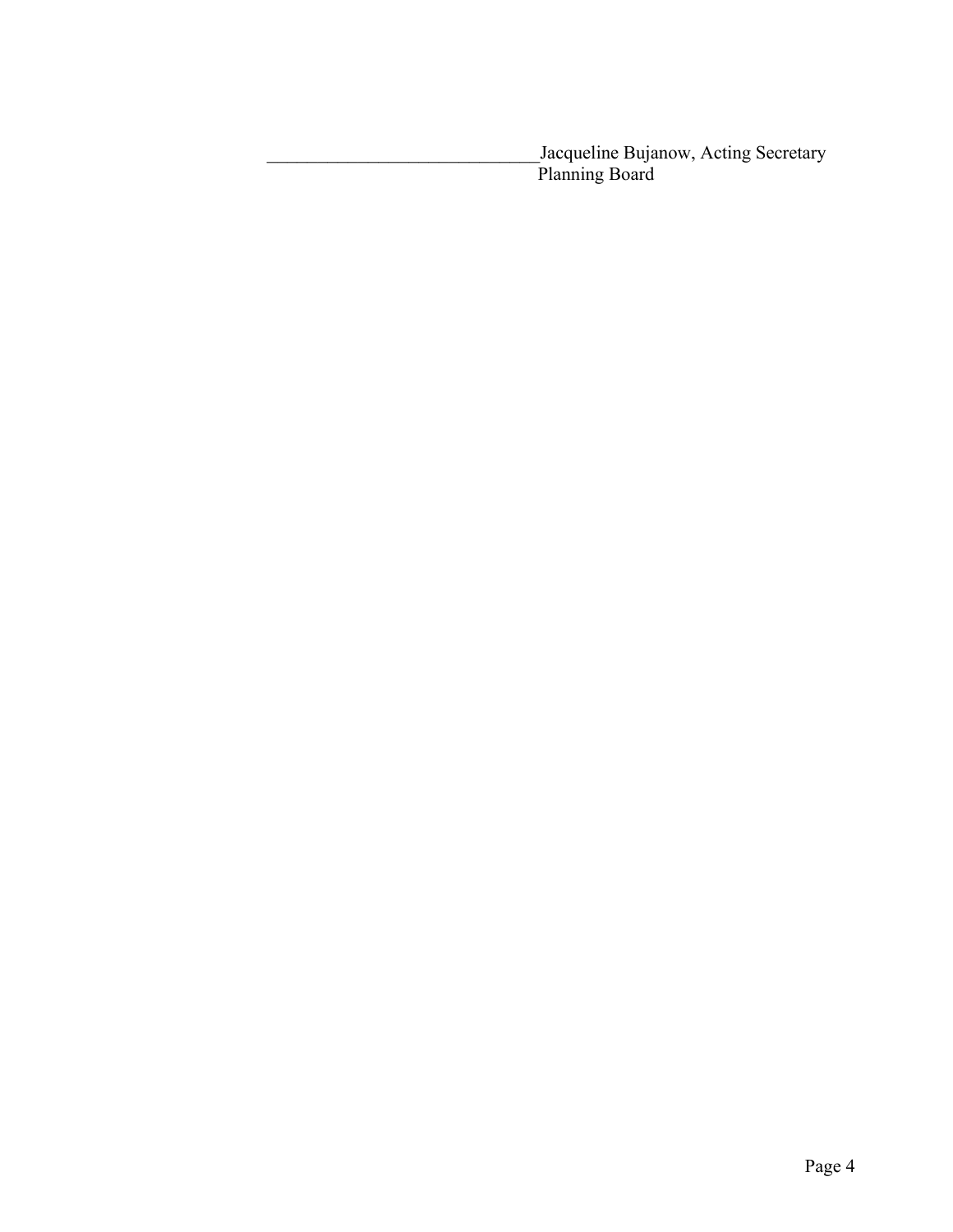_____________________________Jacqueline Bujanow, Acting Secretary
Planning Board